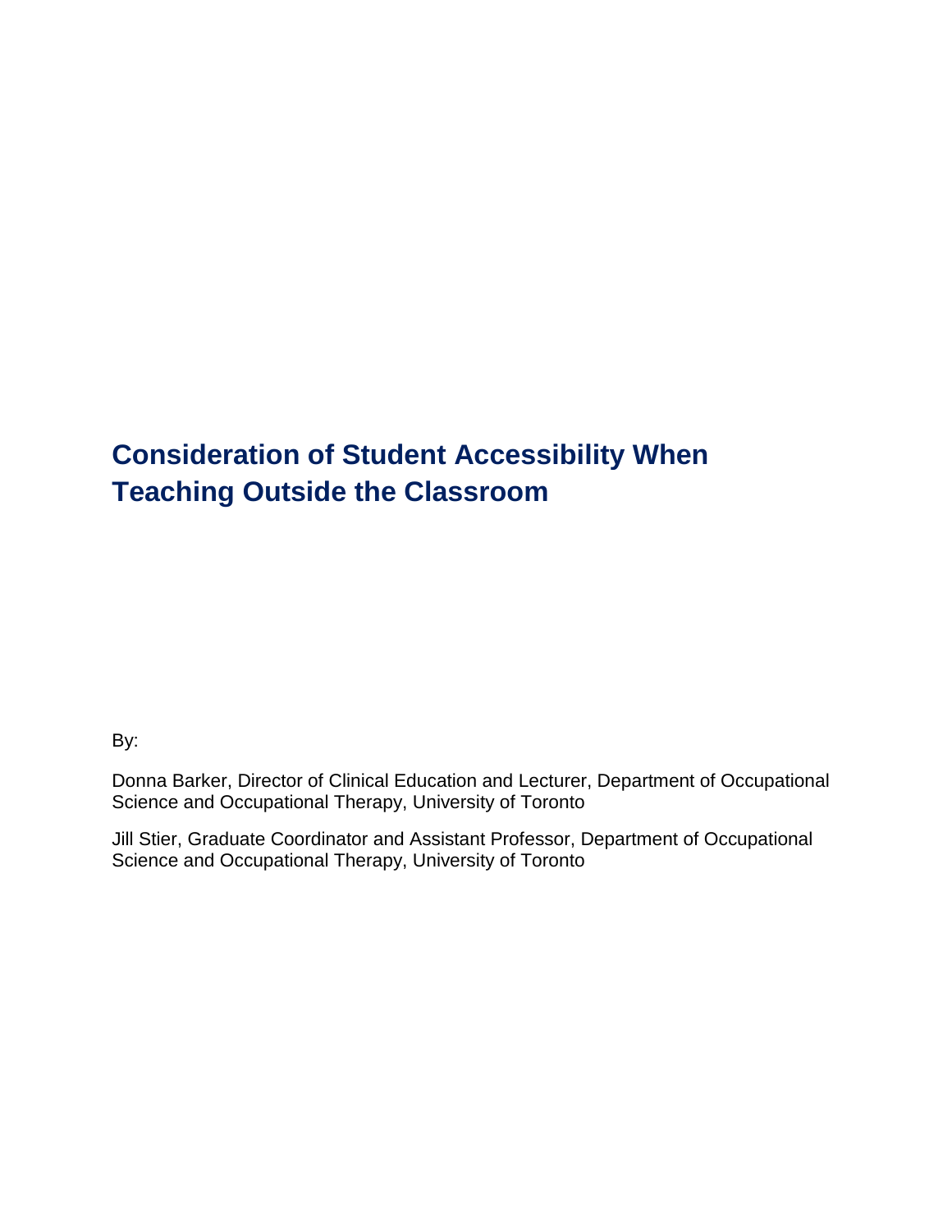# Consideration of Student Accessibility When Teaching Outside the Classroom

By:

Donna Barker, Director of Clinical Education and Lecturer, Department of Occupational Science and Occupational Therapy, University of Toronto

Jill Stier, Graduate Coordinator and Assistant Professor, Department of Occupational Science and Occupational Therapy, University of Toronto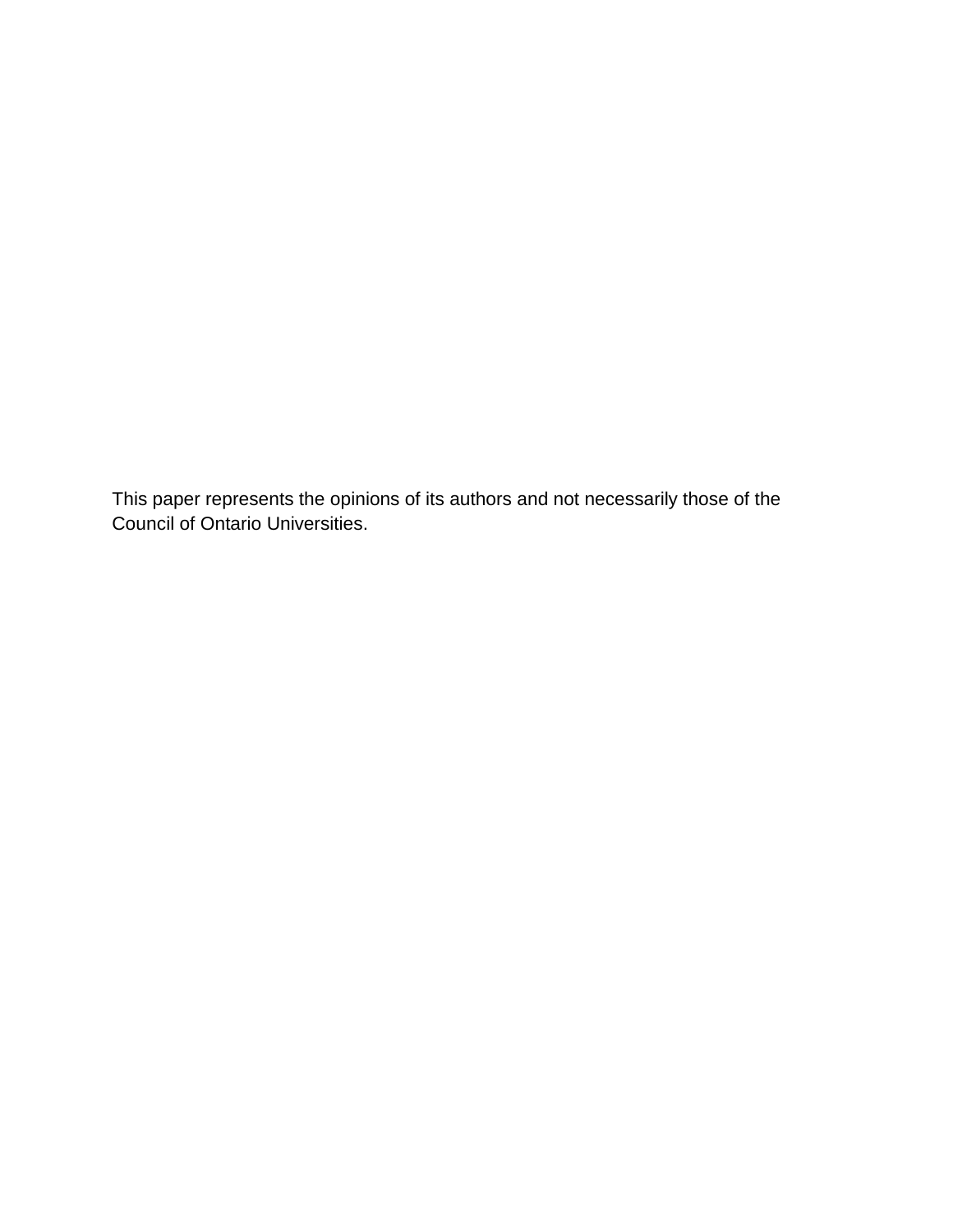This paper represents the opinions of its authors and not necessarily those of the Council of Ontario Universities.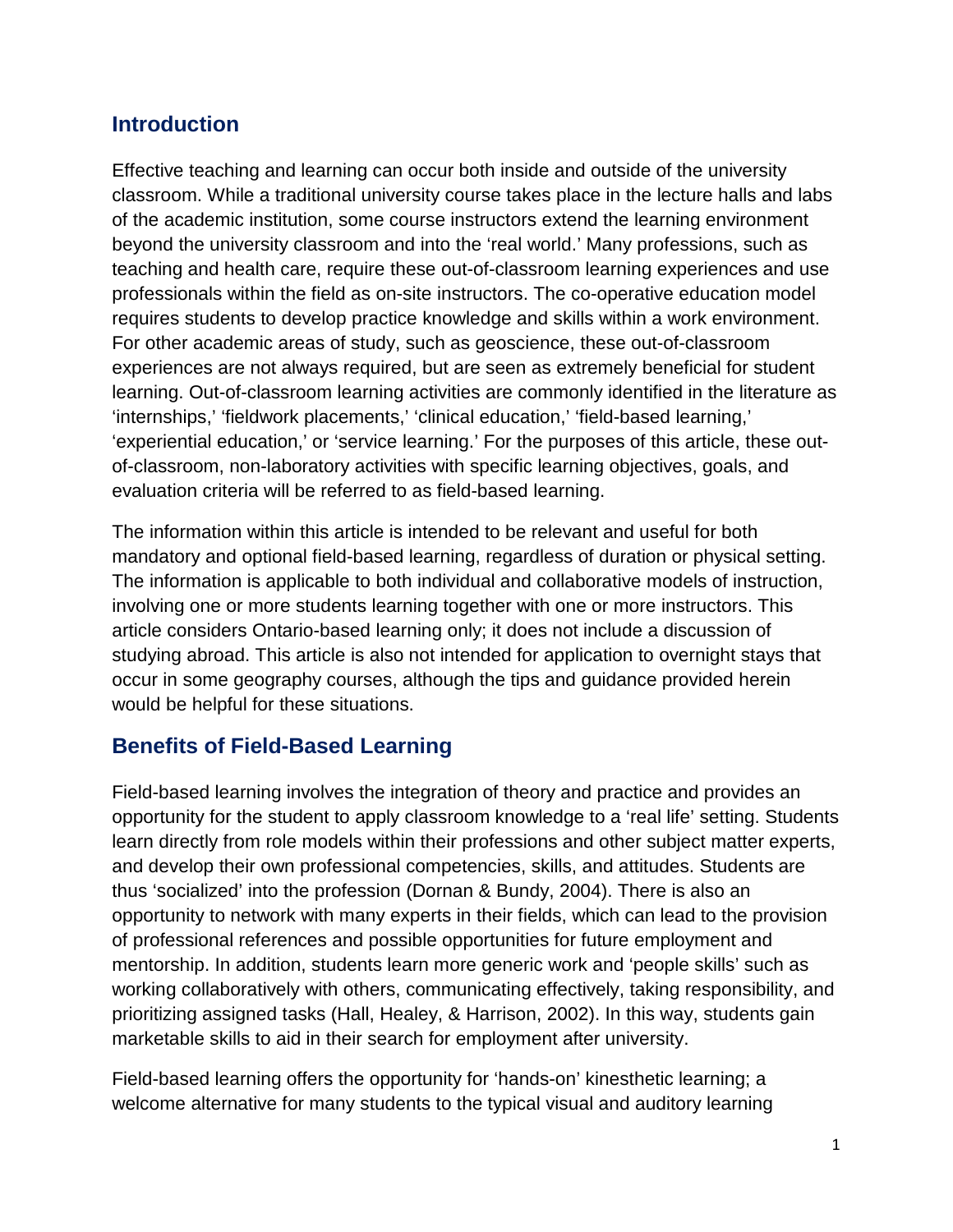## Introduction

Effective teaching and learning can occur both inside and outside of the university classroom. While a traditional university course takes place in the lecture halls and labs of the academic institution, some course instructors extend the learning environment beyond the university classroom and into the 'real world.' Many professions, such as teaching and health care, require these out-of-classroom learning experiences and use professionals within the field as on-site instructors. The co-operative education model requires students to develop practice knowledge and skills within a work environment. For other academic areas of study, such as geoscience, these out-of-classroom experiences are not always required, but are seen as extremely beneficial for student learning. Out-of-classroom learning activities are commonly identified in the literature as 'internships,' 'fieldwork placements,' 'clinical education,' 'field-based learning,' 'experiential education,' or 'service learning.' For the purposes of this article, these out-of-classroom, non-laboratory activities with specific learning objectives, goals, and evaluation criteria will be referred to as field-based learning.

The information within this article is intended to be relevant and useful for both mandatory and optional field-based learning, regardless of duration or physical setting. The information is applicable to both individual and collaborative models of instruction, involving one or more students learning together with one or more instructors. This article considers Ontario-based learning only; it does not include a discussion of studying abroad. This article is also not intended for application to overnight stays that occur in some geography courses, although the tips and guidance provided herein would be helpful for these situations.

## Benefits of Field-Based Learning

Field-based learning involves the integration of theory and practice and provides an opportunity for the student to apply classroom knowledge to a 'real life' setting. Students learn directly from role models within their professions and other subject matter experts, and develop their own professional competencies, skills, and attitudes. Students are thus 'socialized' into the profession (Dornan & Bundy, 2004). There is also an opportunity to network with many experts in their fields, which can lead to the provision of professional references and possible opportunities for future employment and mentorship. In addition, students learn more generic work and 'people skills' such as working collaboratively with others, communicating effectively, taking responsibility, and prioritizing assigned tasks (Hall, Healey, & Harrison, 2002). In this way, students gain marketable skills to aid in their search for employment after university.

Field-based learning offers the opportunity for 'hands-on' kinesthetic learning; a welcome alternative for many students to the typical visual and auditory learning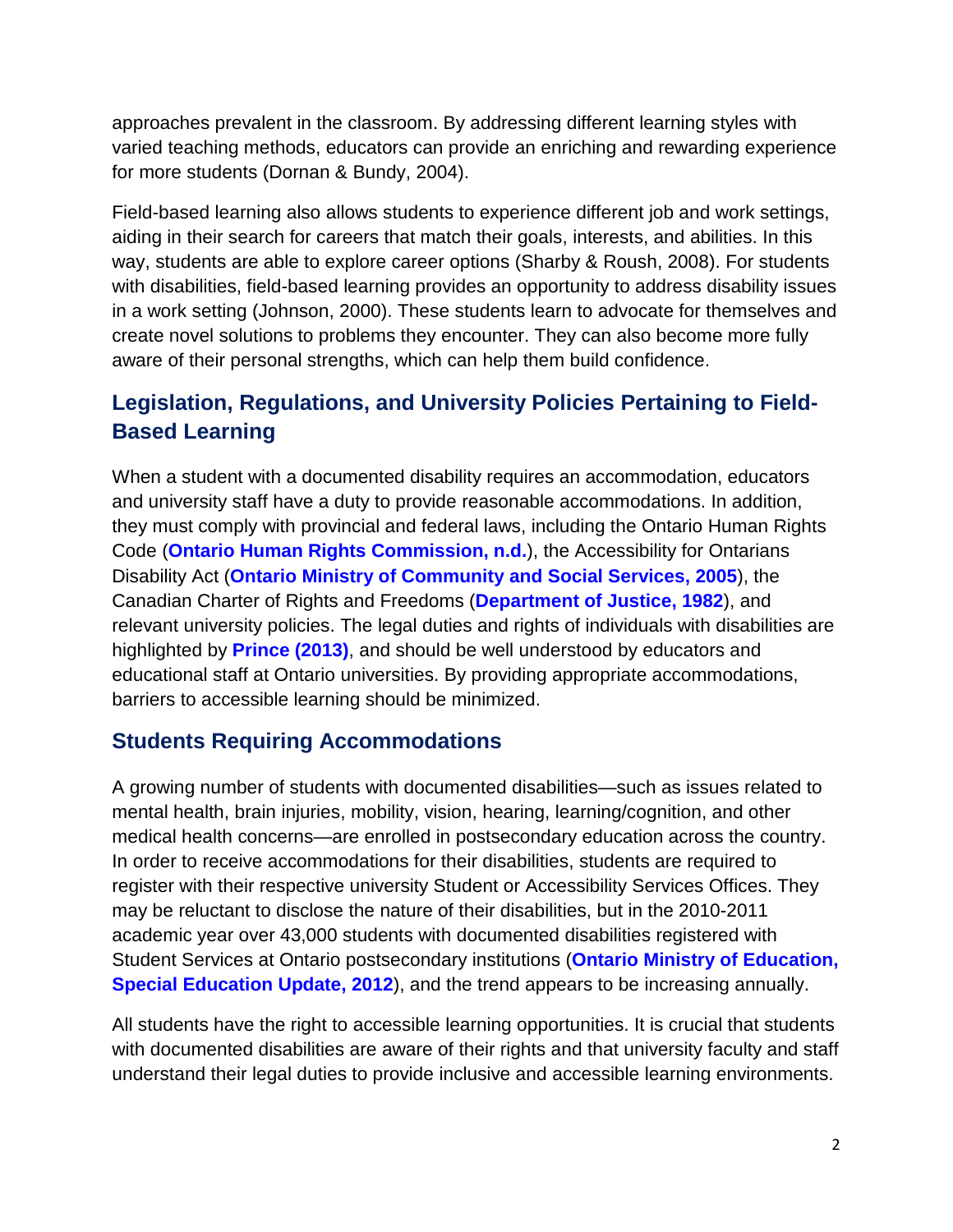approaches prevalent in the classroom. By addressing different learning styles with varied teaching methods, educators can provide an enriching and rewarding experience for more students (Dornan & Bundy, 2004).

Field-based learning also allows students to experience different job and work settings, aiding in their search for careers that match their goals, interests, and abilities. In this way, students are able to explore career options (Sharby & Roush, 2008). For students with disabilities, field-based learning provides an opportunity to address disability issues in a work setting (Johnson, 2000). These students learn to advocate for themselves and create novel solutions to problems they encounter. They can also become more fully aware of their personal strengths, which can help them build confidence.

## Legislation, Regulations, and University Policies Pertaining to Field-Based Learning

When a student with a documented disability requires an accommodation, educators and university staff have a duty to provide reasonable accommodations. In addition, they must comply with provincial and federal laws, including the Ontario Human Rights Code (**Ontario Human Rights Commission, n.d.**), the Accessibility for Ontarians Disability Act (**Ontario Ministry of Community and Social Services, 2005**), the Canadian Charter of Rights and Freedoms (**Department of Justice, 1982**), and relevant university policies. The legal duties and rights of individuals with disabilities are highlighted by **Prince (2013)**, and should be well understood by educators and educational staff at Ontario universities. By providing appropriate accommodations, barriers to accessible learning should be minimized.

## Students Requiring Accommodations

A growing number of students with documented disabilities—such as issues related to mental health, brain injuries, mobility, vision, hearing, learning/cognition, and other medical health concerns—are enrolled in postsecondary education across the country. In order to receive accommodations for their disabilities, students are required to register with their respective university Student or Accessibility Services Offices. They may be reluctant to disclose the nature of their disabilities, but in the 2010-2011 academic year over 43,000 students with documented disabilities registered with Student Services at Ontario postsecondary institutions (**Ontario Ministry of Education, Special Education Update, 2012**), and the trend appears to be increasing annually.

All students have the right to accessible learning opportunities. It is crucial that students with documented disabilities are aware of their rights and that university faculty and staff understand their legal duties to provide inclusive and accessible learning environments.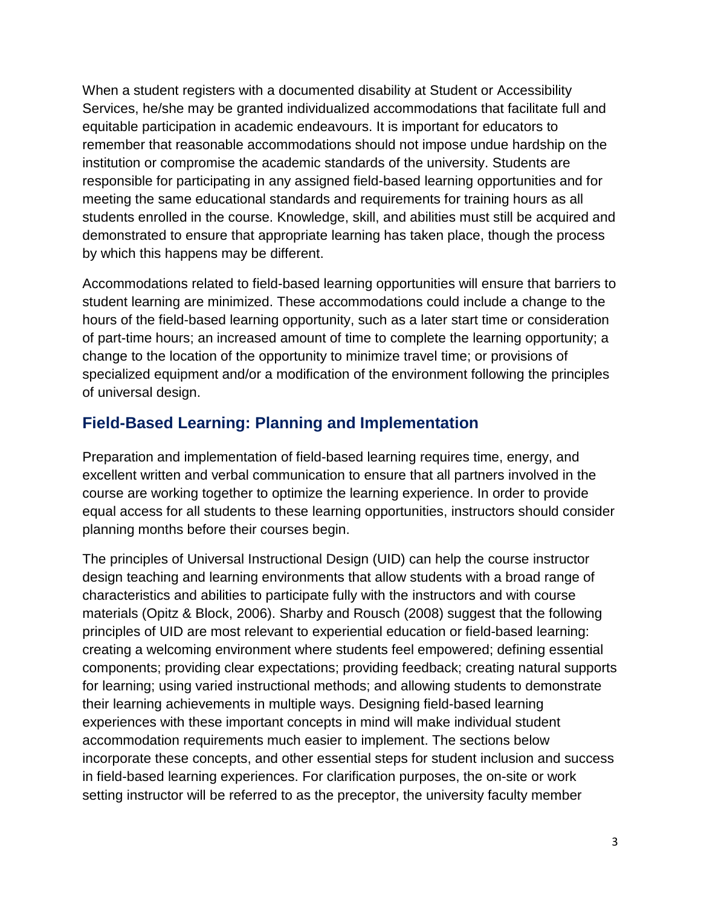When a student registers with a documented disability at Student or Accessibility Services, he/she may be granted individualized accommodations that facilitate full and equitable participation in academic endeavours. It is important for educators to remember that reasonable accommodations should not impose undue hardship on the institution or compromise the academic standards of the university. Students are responsible for participating in any assigned field-based learning opportunities and for meeting the same educational standards and requirements for training hours as all students enrolled in the course. Knowledge, skill, and abilities must still be acquired and demonstrated to ensure that appropriate learning has taken place, though the process by which this happens may be different.

Accommodations related to field-based learning opportunities will ensure that barriers to student learning are minimized. These accommodations could include a change to the hours of the field-based learning opportunity, such as a later start time or consideration of part-time hours; an increased amount of time to complete the learning opportunity; a change to the location of the opportunity to minimize travel time; or provisions of specialized equipment and/or a modification of the environment following the principles of universal design.

## Field-Based Learning: Planning and Implementation

Preparation and implementation of field-based learning requires time, energy, and excellent written and verbal communication to ensure that all partners involved in the course are working together to optimize the learning experience. In order to provide equal access for all students to these learning opportunities, instructors should consider planning months before their courses begin.

The principles of Universal Instructional Design (UID) can help the course instructor design teaching and learning environments that allow students with a broad range of characteristics and abilities to participate fully with the instructors and with course materials (Opitz & Block, 2006). Sharby and Rousch (2008) suggest that the following principles of UID are most relevant to experiential education or field-based learning: creating a welcoming environment where students feel empowered; defining essential components; providing clear expectations; providing feedback; creating natural supports for learning; using varied instructional methods; and allowing students to demonstrate their learning achievements in multiple ways. Designing field-based learning experiences with these important concepts in mind will make individual student accommodation requirements much easier to implement. The sections below incorporate these concepts, and other essential steps for student inclusion and success in field-based learning experiences. For clarification purposes, the on-site or work setting instructor will be referred to as the preceptor, the university faculty member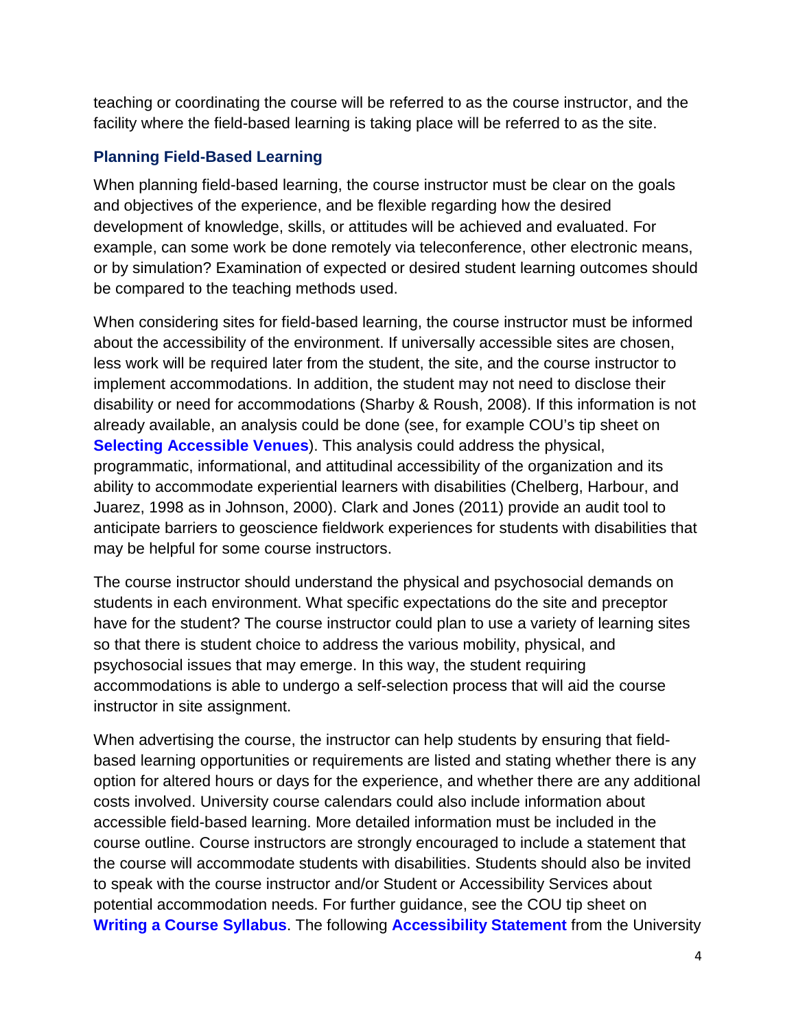teaching or coordinating the course will be referred to as the course instructor, and the facility where the field-based learning is taking place will be referred to as the site.

## Planning Field-Based Learning

When planning field-based learning, the course instructor must be clear on the goals and objectives of the experience, and be flexible regarding how the desired development of knowledge, skills, or attitudes will be achieved and evaluated. For example, can some work be done remotely via teleconference, other electronic means, or by simulation? Examination of expected or desired student learning outcomes should be compared to the teaching methods used.

When considering sites for field-based learning, the course instructor must be informed about the accessibility of the environment. If universally accessible sites are chosen, less work will be required later from the student, the site, and the course instructor to implement accommodations. In addition, the student may not need to disclose their disability or need for accommodations (Sharby & Roush, 2008). If this information is not already available, an analysis could be done (see, for example COU's tip sheet on **Selecting Accessible Venues**). This analysis could address the physical, programmatic, informational, and attitudinal accessibility of the organization and its ability to accommodate experiential learners with disabilities (Chelberg, Harbour, and Juarez, 1998 as in Johnson, 2000). Clark and Jones (2011) provide an audit tool to anticipate barriers to geoscience fieldwork experiences for students with disabilities that may be helpful for some course instructors.

The course instructor should understand the physical and psychosocial demands on students in each environment. What specific expectations do the site and preceptor have for the student? The course instructor could plan to use a variety of learning sites so that there is student choice to address the various mobility, physical, and psychosocial issues that may emerge. In this way, the student requiring accommodations is able to undergo a self-selection process that will aid the course instructor in site assignment.

When advertising the course, the instructor can help students by ensuring that field-based learning opportunities or requirements are listed and stating whether there is any option for altered hours or days for the experience, and whether there are any additional costs involved. University course calendars could also include information about accessible field-based learning. More detailed information must be included in the course outline. Course instructors are strongly encouraged to include a statement that the course will accommodate students with disabilities. Students should also be invited to speak with the course instructor and/or Student or Accessibility Services about potential accommodation needs. For further guidance, see the COU tip sheet on **Writing a Course Syllabus**. The following **Accessibility Statement** from the University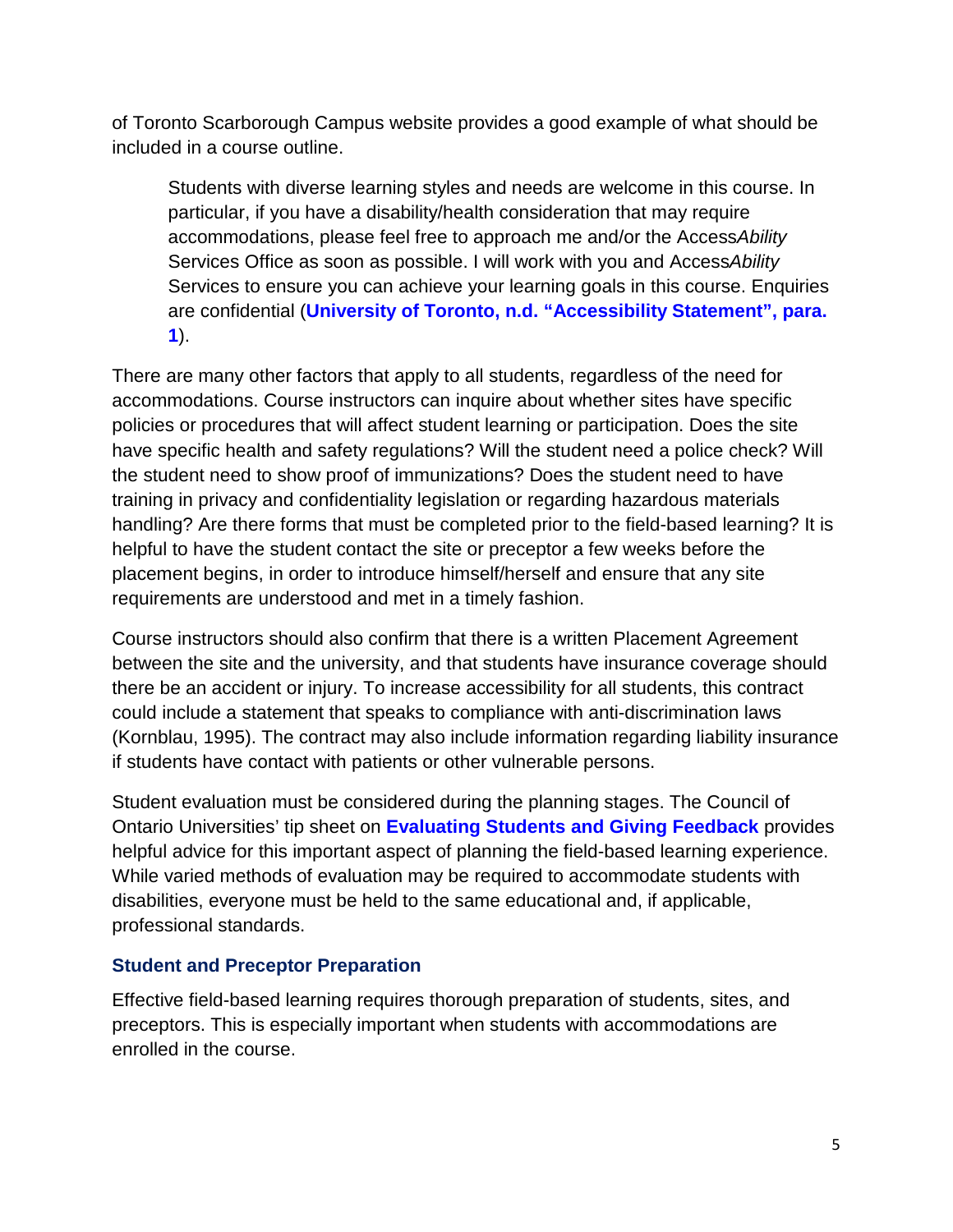of Toronto Scarborough Campus website provides a good example of what should be included in a course outline.

> Students with diverse learning styles and needs are welcome in this course. In particular, if you have a disability/health consideration that may require accommodations, please feel free to approach me and/or the Access*Ability* Services Office as soon as possible. I will work with you and Access*Ability* Services to ensure you can achieve your learning goals in this course. Enquiries are confidential (**University of Toronto, n.d. "Accessibility Statement", para. 1**).

There are many other factors that apply to all students, regardless of the need for accommodations. Course instructors can inquire about whether sites have specific policies or procedures that will affect student learning or participation. Does the site have specific health and safety regulations? Will the student need a police check? Will the student need to show proof of immunizations? Does the student need to have training in privacy and confidentiality legislation or regarding hazardous materials handling? Are there forms that must be completed prior to the field-based learning? It is helpful to have the student contact the site or preceptor a few weeks before the placement begins, in order to introduce himself/herself and ensure that any site requirements are understood and met in a timely fashion.

Course instructors should also confirm that there is a written Placement Agreement between the site and the university, and that students have insurance coverage should there be an accident or injury. To increase accessibility for all students, this contract could include a statement that speaks to compliance with anti-discrimination laws (Kornblau, 1995). The contract may also include information regarding liability insurance if students have contact with patients or other vulnerable persons.

Student evaluation must be considered during the planning stages. The Council of Ontario Universities' tip sheet on **Evaluating Students and Giving Feedback** provides helpful advice for this important aspect of planning the field-based learning experience. While varied methods of evaluation may be required to accommodate students with disabilities, everyone must be held to the same educational and, if applicable, professional standards.

### Student and Preceptor Preparation

Effective field-based learning requires thorough preparation of students, sites, and preceptors. This is especially important when students with accommodations are enrolled in the course.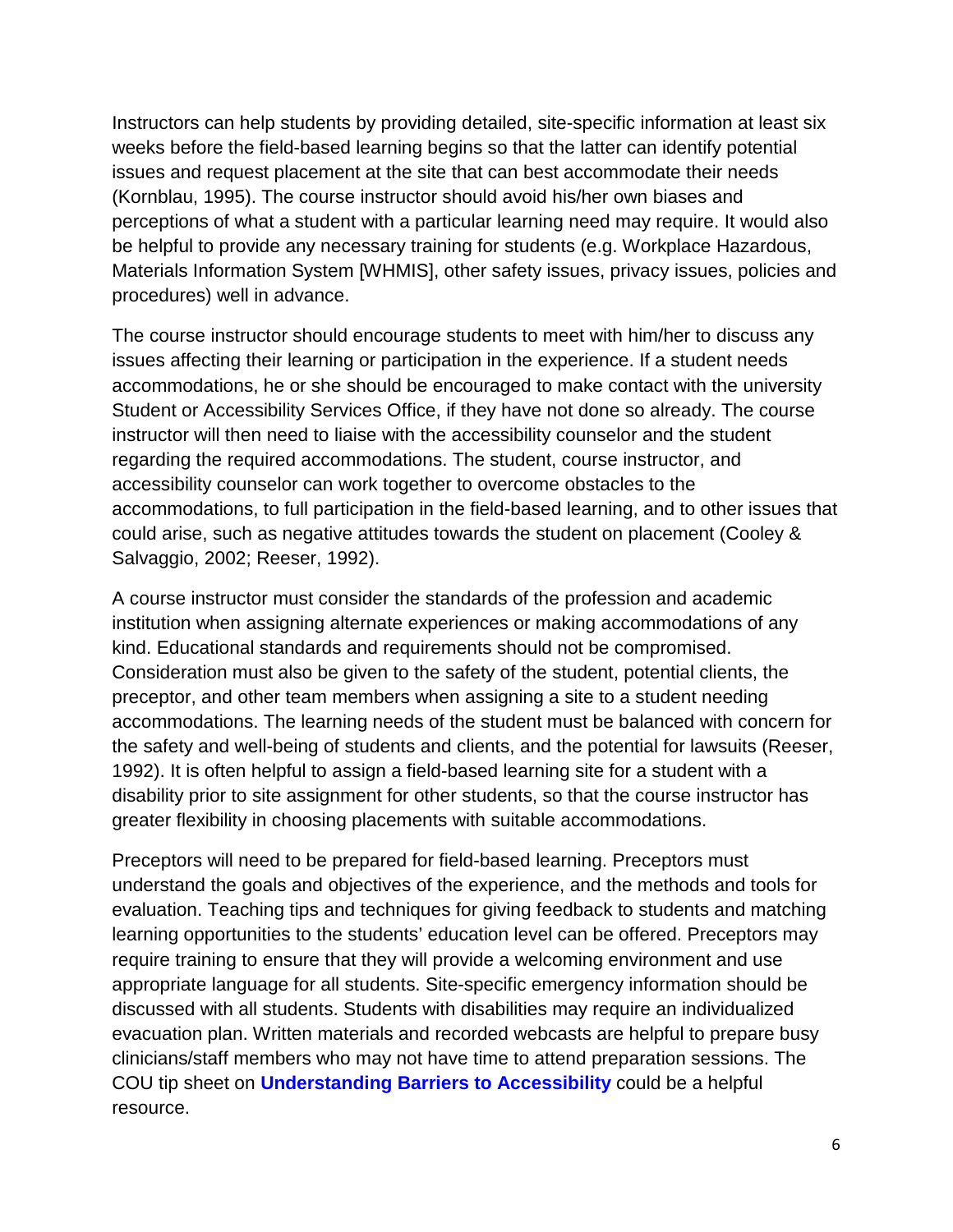Instructors can help students by providing detailed, site-specific information at least six weeks before the field-based learning begins so that the latter can identify potential issues and request placement at the site that can best accommodate their needs (Kornblau, 1995). The course instructor should avoid his/her own biases and perceptions of what a student with a particular learning need may require. It would also be helpful to provide any necessary training for students (e.g. Workplace Hazardous, Materials Information System [WHMIS], other safety issues, privacy issues, policies and procedures) well in advance.

The course instructor should encourage students to meet with him/her to discuss any issues affecting their learning or participation in the experience. If a student needs accommodations, he or she should be encouraged to make contact with the university Student or Accessibility Services Office, if they have not done so already. The course instructor will then need to liaise with the accessibility counselor and the student regarding the required accommodations. The student, course instructor, and accessibility counselor can work together to overcome obstacles to the accommodations, to full participation in the field-based learning, and to other issues that could arise, such as negative attitudes towards the student on placement (Cooley & Salvaggio, 2002; Reeser, 1992).

A course instructor must consider the standards of the profession and academic institution when assigning alternate experiences or making accommodations of any kind. Educational standards and requirements should not be compromised. Consideration must also be given to the safety of the student, potential clients, the preceptor, and other team members when assigning a site to a student needing accommodations. The learning needs of the student must be balanced with concern for the safety and well-being of students and clients, and the potential for lawsuits (Reeser, 1992). It is often helpful to assign a field-based learning site for a student with a disability prior to site assignment for other students, so that the course instructor has greater flexibility in choosing placements with suitable accommodations.

Preceptors will need to be prepared for field-based learning. Preceptors must understand the goals and objectives of the experience, and the methods and tools for evaluation. Teaching tips and techniques for giving feedback to students and matching learning opportunities to the students' education level can be offered. Preceptors may require training to ensure that they will provide a welcoming environment and use appropriate language for all students. Site-specific emergency information should be discussed with all students. Students with disabilities may require an individualized evacuation plan. Written materials and recorded webcasts are helpful to prepare busy clinicians/staff members who may not have time to attend preparation sessions. The COU tip sheet on **Understanding Barriers to Accessibility** could be a helpful resource.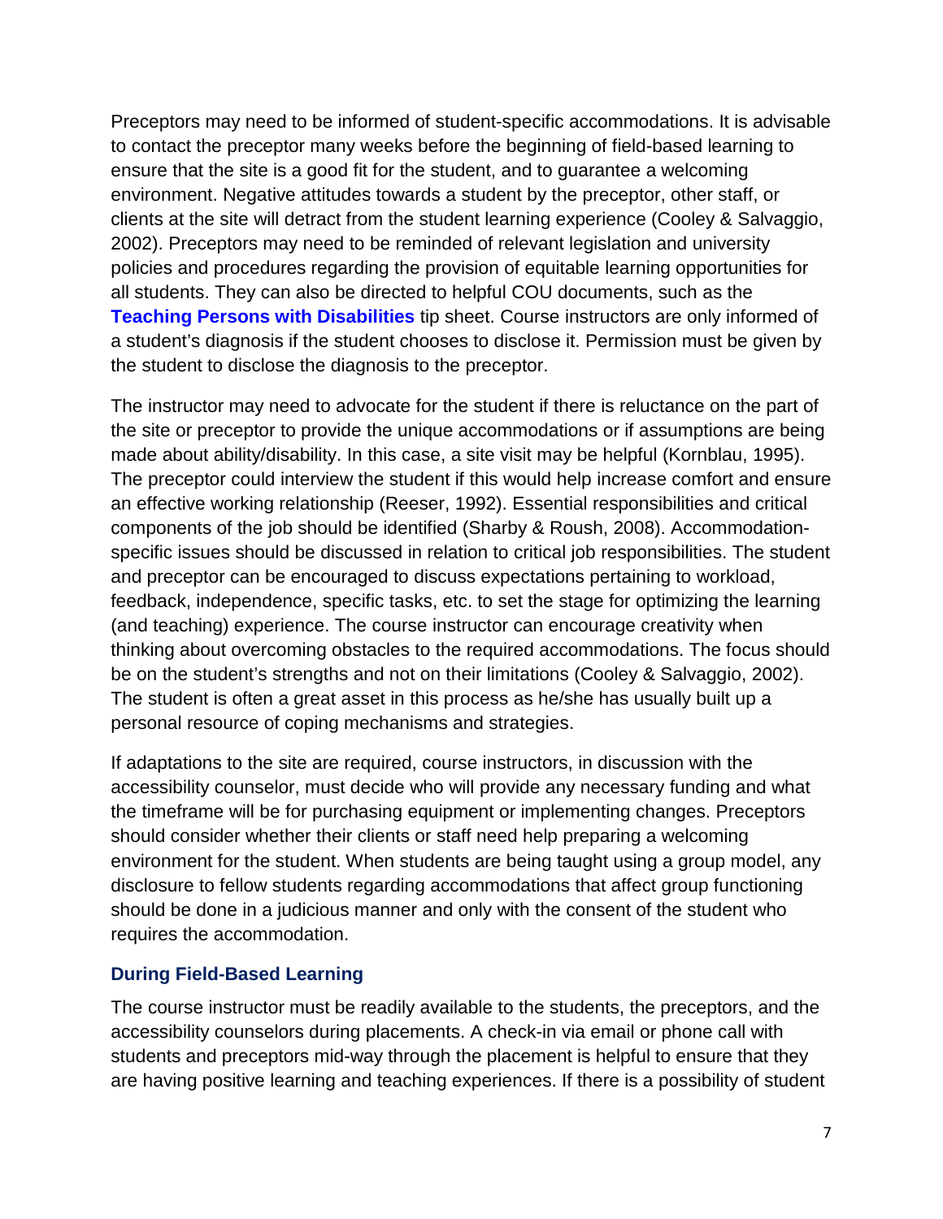Preceptors may need to be informed of student-specific accommodations. It is advisable to contact the preceptor many weeks before the beginning of field-based learning to ensure that the site is a good fit for the student, and to guarantee a welcoming environment. Negative attitudes towards a student by the preceptor, other staff, or clients at the site will detract from the student learning experience (Cooley & Salvaggio, 2002). Preceptors may need to be reminded of relevant legislation and university policies and procedures regarding the provision of equitable learning opportunities for all students. They can also be directed to helpful COU documents, such as the **Teaching Persons with Disabilities** tip sheet. Course instructors are only informed of a student's diagnosis if the student chooses to disclose it. Permission must be given by the student to disclose the diagnosis to the preceptor.

The instructor may need to advocate for the student if there is reluctance on the part of the site or preceptor to provide the unique accommodations or if assumptions are being made about ability/disability. In this case, a site visit may be helpful (Kornblau, 1995). The preceptor could interview the student if this would help increase comfort and ensure an effective working relationship (Reeser, 1992). Essential responsibilities and critical components of the job should be identified (Sharby & Roush, 2008). Accommodation-specific issues should be discussed in relation to critical job responsibilities. The student and preceptor can be encouraged to discuss expectations pertaining to workload, feedback, independence, specific tasks, etc. to set the stage for optimizing the learning (and teaching) experience. The course instructor can encourage creativity when thinking about overcoming obstacles to the required accommodations. The focus should be on the student's strengths and not on their limitations (Cooley & Salvaggio, 2002). The student is often a great asset in this process as he/she has usually built up a personal resource of coping mechanisms and strategies.

If adaptations to the site are required, course instructors, in discussion with the accessibility counselor, must decide who will provide any necessary funding and what the timeframe will be for purchasing equipment or implementing changes. Preceptors should consider whether their clients or staff need help preparing a welcoming environment for the student. When students are being taught using a group model, any disclosure to fellow students regarding accommodations that affect group functioning should be done in a judicious manner and only with the consent of the student who requires the accommodation.

### During Field-Based Learning

The course instructor must be readily available to the students, the preceptors, and the accessibility counselors during placements. A check-in via email or phone call with students and preceptors mid-way through the placement is helpful to ensure that they are having positive learning and teaching experiences. If there is a possibility of student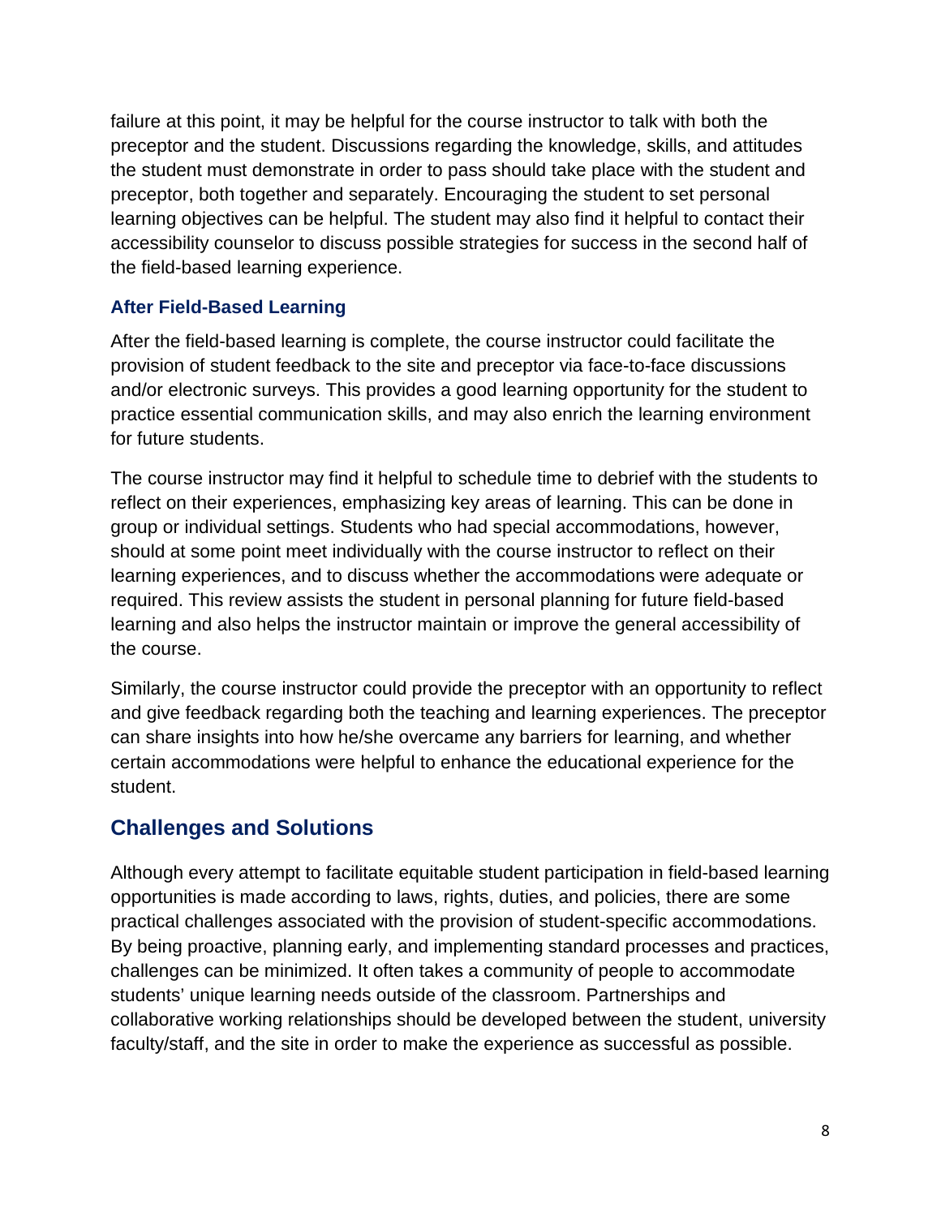failure at this point, it may be helpful for the course instructor to talk with both the preceptor and the student. Discussions regarding the knowledge, skills, and attitudes the student must demonstrate in order to pass should take place with the student and preceptor, both together and separately. Encouraging the student to set personal learning objectives can be helpful. The student may also find it helpful to contact their accessibility counselor to discuss possible strategies for success in the second half of the field-based learning experience.

### After Field-Based Learning

After the field-based learning is complete, the course instructor could facilitate the provision of student feedback to the site and preceptor via face-to-face discussions and/or electronic surveys. This provides a good learning opportunity for the student to practice essential communication skills, and may also enrich the learning environment for future students.

The course instructor may find it helpful to schedule time to debrief with the students to reflect on their experiences, emphasizing key areas of learning. This can be done in group or individual settings. Students who had special accommodations, however, should at some point meet individually with the course instructor to reflect on their learning experiences, and to discuss whether the accommodations were adequate or required. This review assists the student in personal planning for future field-based learning and also helps the instructor maintain or improve the general accessibility of the course.

Similarly, the course instructor could provide the preceptor with an opportunity to reflect and give feedback regarding both the teaching and learning experiences. The preceptor can share insights into how he/she overcame any barriers for learning, and whether certain accommodations were helpful to enhance the educational experience for the student.

## Challenges and Solutions

Although every attempt to facilitate equitable student participation in field-based learning opportunities is made according to laws, rights, duties, and policies, there are some practical challenges associated with the provision of student-specific accommodations. By being proactive, planning early, and implementing standard processes and practices, challenges can be minimized. It often takes a community of people to accommodate students' unique learning needs outside of the classroom. Partnerships and collaborative working relationships should be developed between the student, university faculty/staff, and the site in order to make the experience as successful as possible.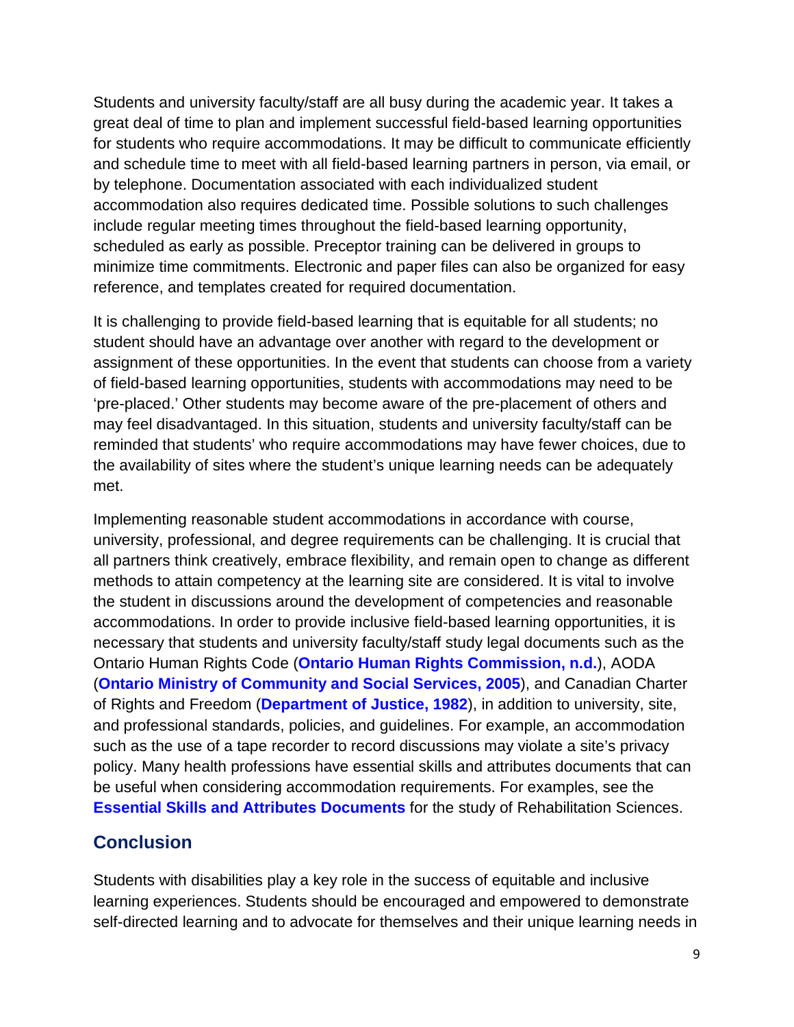Students and university faculty/staff are all busy during the academic year. It takes a great deal of time to plan and implement successful field-based learning opportunities for students who require accommodations. It may be difficult to communicate efficiently and schedule time to meet with all field-based learning partners in person, via email, or by telephone. Documentation associated with each individualized student accommodation also requires dedicated time. Possible solutions to such challenges include regular meeting times throughout the field-based learning opportunity, scheduled as early as possible. Preceptor training can be delivered in groups to minimize time commitments. Electronic and paper files can also be organized for easy reference, and templates created for required documentation.

It is challenging to provide field-based learning that is equitable for all students; no student should have an advantage over another with regard to the development or assignment of these opportunities. In the event that students can choose from a variety of field-based learning opportunities, students with accommodations may need to be 'pre-placed.' Other students may become aware of the pre-placement of others and may feel disadvantaged. In this situation, students and university faculty/staff can be reminded that students' who require accommodations may have fewer choices, due to the availability of sites where the student's unique learning needs can be adequately met.

Implementing reasonable student accommodations in accordance with course, university, professional, and degree requirements can be challenging. It is crucial that all partners think creatively, embrace flexibility, and remain open to change as different methods to attain competency at the learning site are considered. It is vital to involve the student in discussions around the development of competencies and reasonable accommodations. In order to provide inclusive field-based learning opportunities, it is necessary that students and university faculty/staff study legal documents such as the Ontario Human Rights Code (**Ontario Human Rights Commission, n.d.**), AODA (**Ontario Ministry of Community and Social Services, 2005**), and Canadian Charter of Rights and Freedom (**Department of Justice, 1982**), in addition to university, site, and professional standards, policies, and guidelines. For example, an accommodation such as the use of a tape recorder to record discussions may violate a site's privacy policy. Many health professions have essential skills and attributes documents that can be useful when considering accommodation requirements. For examples, see the **Essential Skills and Attributes Documents** for the study of Rehabilitation Sciences.

## Conclusion

Students with disabilities play a key role in the success of equitable and inclusive learning experiences. Students should be encouraged and empowered to demonstrate self-directed learning and to advocate for themselves and their unique learning needs in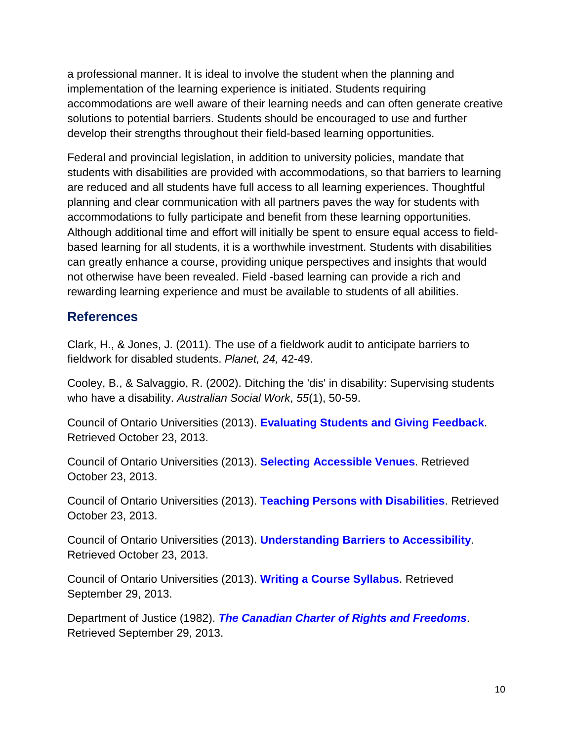a professional manner. It is ideal to involve the student when the planning and implementation of the learning experience is initiated. Students requiring accommodations are well aware of their learning needs and can often generate creative solutions to potential barriers. Students should be encouraged to use and further develop their strengths throughout their field-based learning opportunities.

Federal and provincial legislation, in addition to university policies, mandate that students with disabilities are provided with accommodations, so that barriers to learning are reduced and all students have full access to all learning experiences. Thoughtful planning and clear communication with all partners paves the way for students with accommodations to fully participate and benefit from these learning opportunities. Although additional time and effort will initially be spent to ensure equal access to field-based learning for all students, it is a worthwhile investment. Students with disabilities can greatly enhance a course, providing unique perspectives and insights that would not otherwise have been revealed. Field -based learning can provide a rich and rewarding learning experience and must be available to students of all abilities.

## References

Clark, H., & Jones, J. (2011). The use of a fieldwork audit to anticipate barriers to fieldwork for disabled students. *Planet, 24,* 42-49.

Cooley, B., & Salvaggio, R. (2002). Ditching the 'dis' in disability: Supervising students who have a disability. *Australian Social Work*, *55*(1), 50-59.

Council of Ontario Universities (2013). **Evaluating Students and Giving Feedback**. Retrieved October 23, 2013.

Council of Ontario Universities (2013). **Selecting Accessible Venues**. Retrieved October 23, 2013.

Council of Ontario Universities (2013). **Teaching Persons with Disabilities**. Retrieved October 23, 2013.

Council of Ontario Universities (2013). **Understanding Barriers to Accessibility**. Retrieved October 23, 2013.

Council of Ontario Universities (2013). **Writing a Course Syllabus**. Retrieved September 29, 2013.

Department of Justice (1982). ***The Canadian Charter of Rights and Freedoms***. Retrieved September 29, 2013.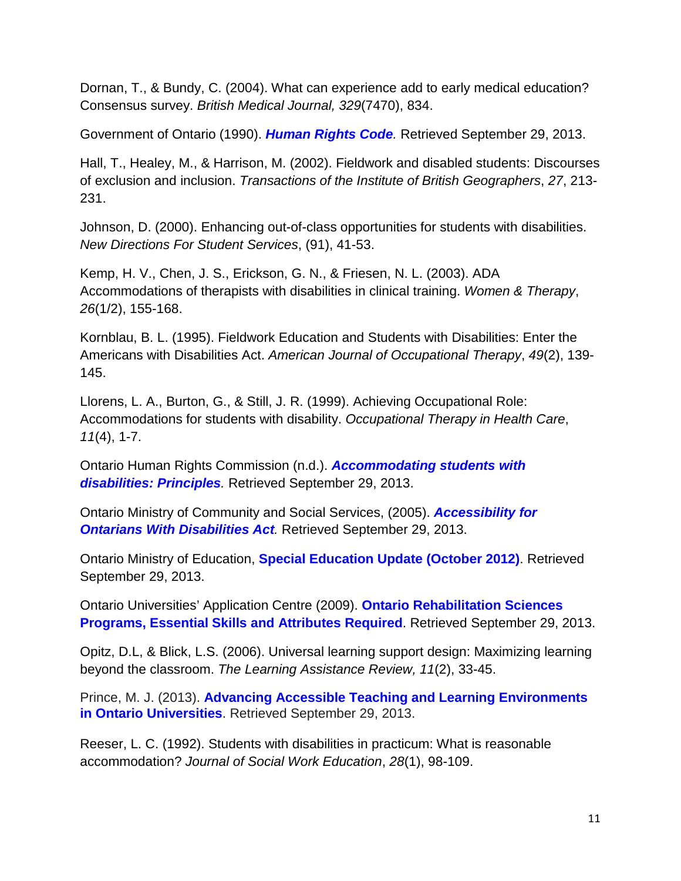Dornan, T., & Bundy, C. (2004). What can experience add to early medical education? Consensus survey. *British Medical Journal, 329*(7470), 834.

Government of Ontario (1990). ***Human Rights Code*.** Retrieved September 29, 2013.

Hall, T., Healey, M., & Harrison, M. (2002). Fieldwork and disabled students: Discourses of exclusion and inclusion. *Transactions of the Institute of British Geographers*, *27*, 213-231.

Johnson, D. (2000). Enhancing out-of-class opportunities for students with disabilities. *New Directions For Student Services*, (91), 41-53.

Kemp, H. V., Chen, J. S., Erickson, G. N., & Friesen, N. L. (2003). ADA Accommodations of therapists with disabilities in clinical training. *Women & Therapy*, *26*(1/2), 155-168.

Kornblau, B. L. (1995). Fieldwork Education and Students with Disabilities: Enter the Americans with Disabilities Act. *American Journal of Occupational Therapy*, *49*(2), 139-145.

Llorens, L. A., Burton, G., & Still, J. R. (1999). Achieving Occupational Role: Accommodations for students with disability. *Occupational Therapy in Health Care*, *11*(4), 1-7.

Ontario Human Rights Commission (n.d.). ***Accommodating students with disabilities: Principles*.** Retrieved September 29, 2013.

Ontario Ministry of Community and Social Services, (2005). ***Accessibility for Ontarians With Disabilities Act*.** Retrieved September 29, 2013.

Ontario Ministry of Education, **Special Education Update (October 2012)**. Retrieved September 29, 2013.

Ontario Universities' Application Centre (2009). **Ontario Rehabilitation Sciences Programs, Essential Skills and Attributes Required**. Retrieved September 29, 2013.

Opitz, D.L, & Blick, L.S. (2006). Universal learning support design: Maximizing learning beyond the classroom. *The Learning Assistance Review, 11*(2), 33-45.

Prince, M. J. (2013). **Advancing Accessible Teaching and Learning Environments in Ontario Universities**. Retrieved September 29, 2013.

Reeser, L. C. (1992). Students with disabilities in practicum: What is reasonable accommodation? *Journal of Social Work Education*, *28*(1), 98-109.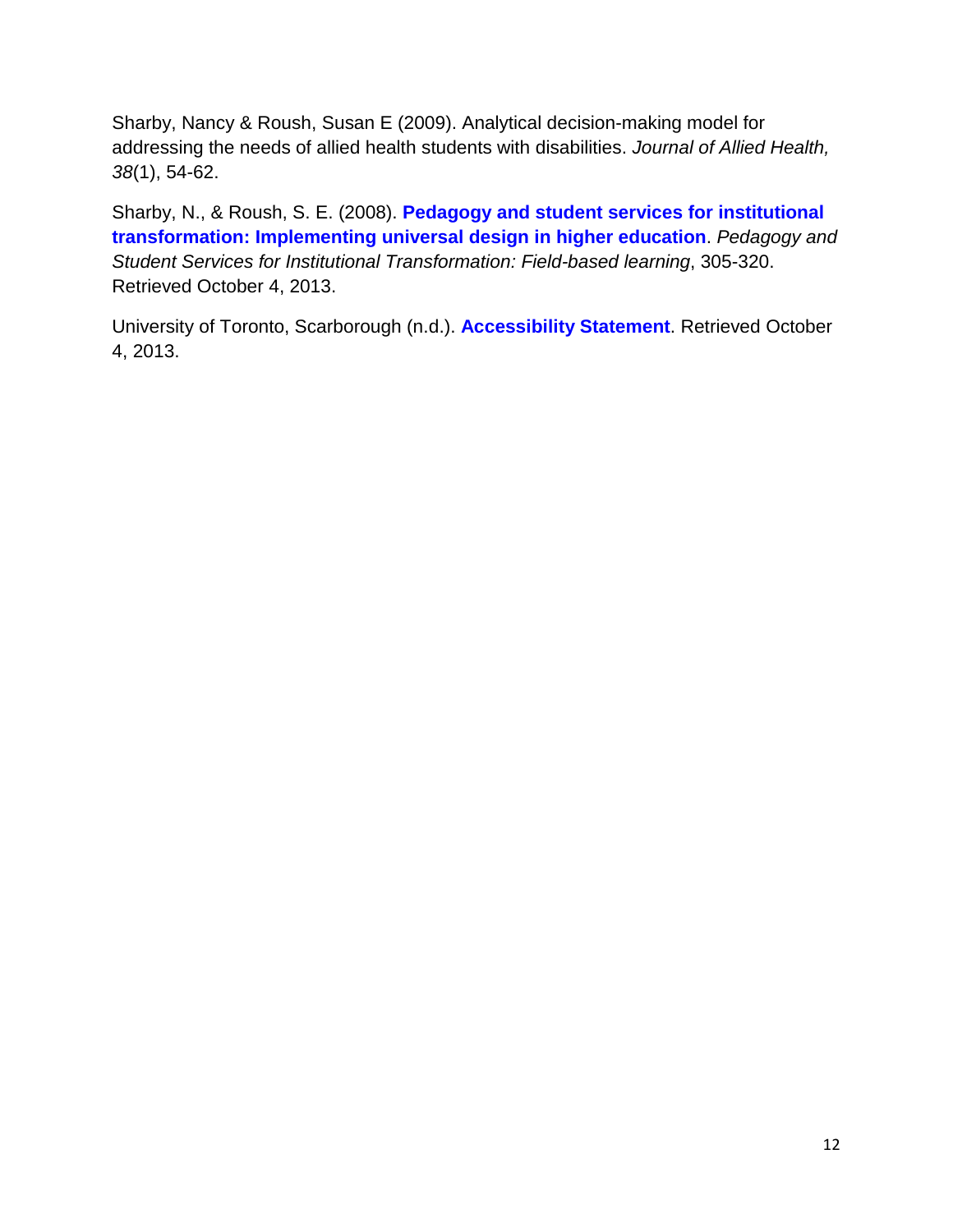Sharby, Nancy & Roush, Susan E (2009). Analytical decision-making model for addressing the needs of allied health students with disabilities. *Journal of Allied Health, 38*(1), 54-62.

Sharby, N., & Roush, S. E. (2008). **Pedagogy and student services for institutional transformation: Implementing universal design in higher education**. *Pedagogy and Student Services for Institutional Transformation: Field-based learning*, 305-320. Retrieved October 4, 2013.

University of Toronto, Scarborough (n.d.). **Accessibility Statement**. Retrieved October 4, 2013.